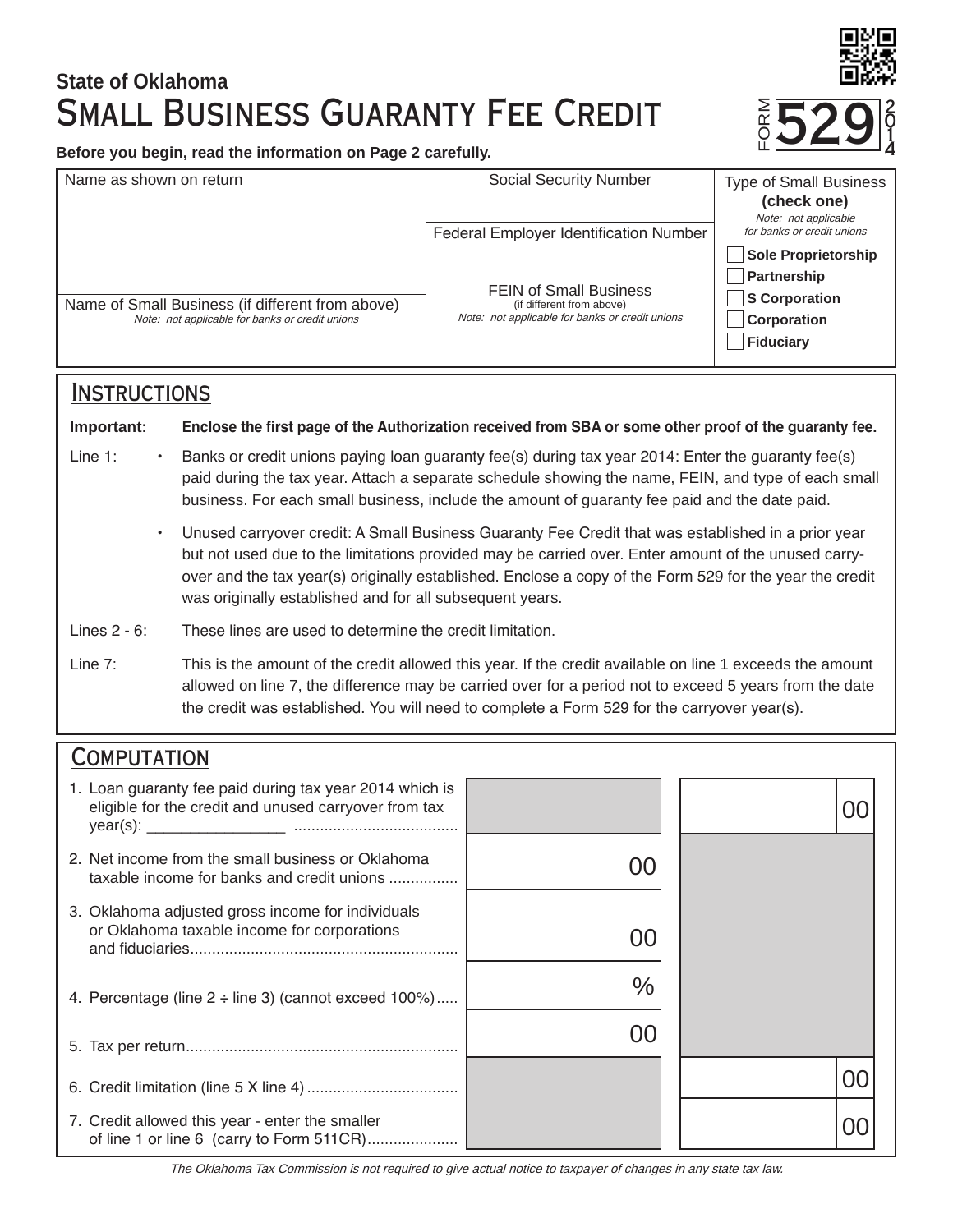**State of Oklahoma**

# Small Business Guaranty Fee Credit

**FORM 529**

**2014**

**Before you begin, read the information on Page 2 carefully.**

| Name as shown on return | Social Security Number | Type of Small Business **(check one)** *Note: not applicable for banks or credit unions* |
|---|---|---|
| | Federal Employer Identification Number | ☐ **Sole Proprietorship** ☐ **Partnership** ☐ **S Corporation** ☐ **Corporation** ☐ **Fiduciary** |
| Name of Small Business (if different from above) *Note: not applicable for banks or credit unions* | FEIN of Small Business (if different from above) *Note: not applicable for banks or credit unions* | |

## Instructions

**Important:** **Enclose the first page of the Authorization received from SBA or some other proof of the guaranty fee.**

Line 1:

- Banks or credit unions paying loan guaranty fee(s) during tax year 2014: Enter the guaranty fee(s) paid during the tax year. Attach a separate schedule showing the name, FEIN, and type of each small business. For each small business, include the amount of guaranty fee paid and the date paid.
- Unused carryover credit: A Small Business Guaranty Fee Credit that was established in a prior year but not used due to the limitations provided may be carried over. Enter amount of the unused carry-over and the tax year(s) originally established. Enclose a copy of the Form 529 for the year the credit was originally established and for all subsequent years.

Lines 2 - 6: These lines are used to determine the credit limitation.

Line 7: This is the amount of the credit allowed this year. If the credit available on line 1 exceeds the amount allowed on line 7, the difference may be carried over for a period not to exceed 5 years from the date the credit was established. You will need to complete a Form 529 for the carryover year(s).

## Computation

| Line | | |
|---|---|---|
| 1. Loan guaranty fee paid during tax year 2014 which is eligible for the credit and unused carryover from tax year(s): ________________ | | 00 |
| 2. Net income from the small business or Oklahoma taxable income for banks and credit unions | 00 | |
| 3. Oklahoma adjusted gross income for individuals or Oklahoma taxable income for corporations and fiduciaries | 00 | |
| 4. Percentage (line 2 ÷ line 3) (cannot exceed 100%) | % | |
| 5. Tax per return | 00 | |
| 6. Credit limitation (line 5 X line 4) | | 00 |
| 7. Credit allowed this year - enter the smaller of line 1 or line 6 (carry to Form 511CR) | | 00 |

*The Oklahoma Tax Commission is not required to give actual notice to taxpayer of changes in any state tax law.*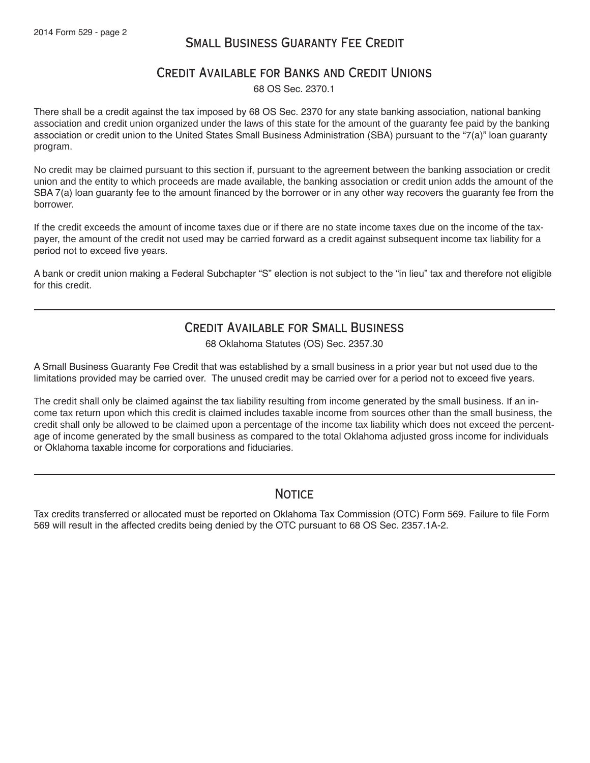# Small Business Guaranty Fee Credit

## Credit Available for Banks and Credit Unions

68 OS Sec. 2370.1

There shall be a credit against the tax imposed by 68 OS Sec. 2370 for any state banking association, national banking association and credit union organized under the laws of this state for the amount of the guaranty fee paid by the banking association or credit union to the United States Small Business Administration (SBA) pursuant to the "7(a)" loan guaranty program.

No credit may be claimed pursuant to this section if, pursuant to the agreement between the banking association or credit union and the entity to which proceeds are made available, the banking association or credit union adds the amount of the SBA 7(a) loan guaranty fee to the amount financed by the borrower or in any other way recovers the guaranty fee from the borrower.

If the credit exceeds the amount of income taxes due or if there are no state income taxes due on the income of the taxpayer, the amount of the credit not used may be carried forward as a credit against subsequent income tax liability for a period not to exceed five years.

A bank or credit union making a Federal Subchapter "S" election is not subject to the "in lieu" tax and therefore not eligible for this credit.

---

## Credit Available for Small Business

68 Oklahoma Statutes (OS) Sec. 2357.30

A Small Business Guaranty Fee Credit that was established by a small business in a prior year but not used due to the limitations provided may be carried over. The unused credit may be carried over for a period not to exceed five years.

The credit shall only be claimed against the tax liability resulting from income generated by the small business. If an income tax return upon which this credit is claimed includes taxable income from sources other than the small business, the credit shall only be allowed to be claimed upon a percentage of the income tax liability which does not exceed the percentage of income generated by the small business as compared to the total Oklahoma adjusted gross income for individuals or Oklahoma taxable income for corporations and fiduciaries.

---

## Notice

Tax credits transferred or allocated must be reported on Oklahoma Tax Commission (OTC) Form 569. Failure to file Form 569 will result in the affected credits being denied by the OTC pursuant to 68 OS Sec. 2357.1A-2.